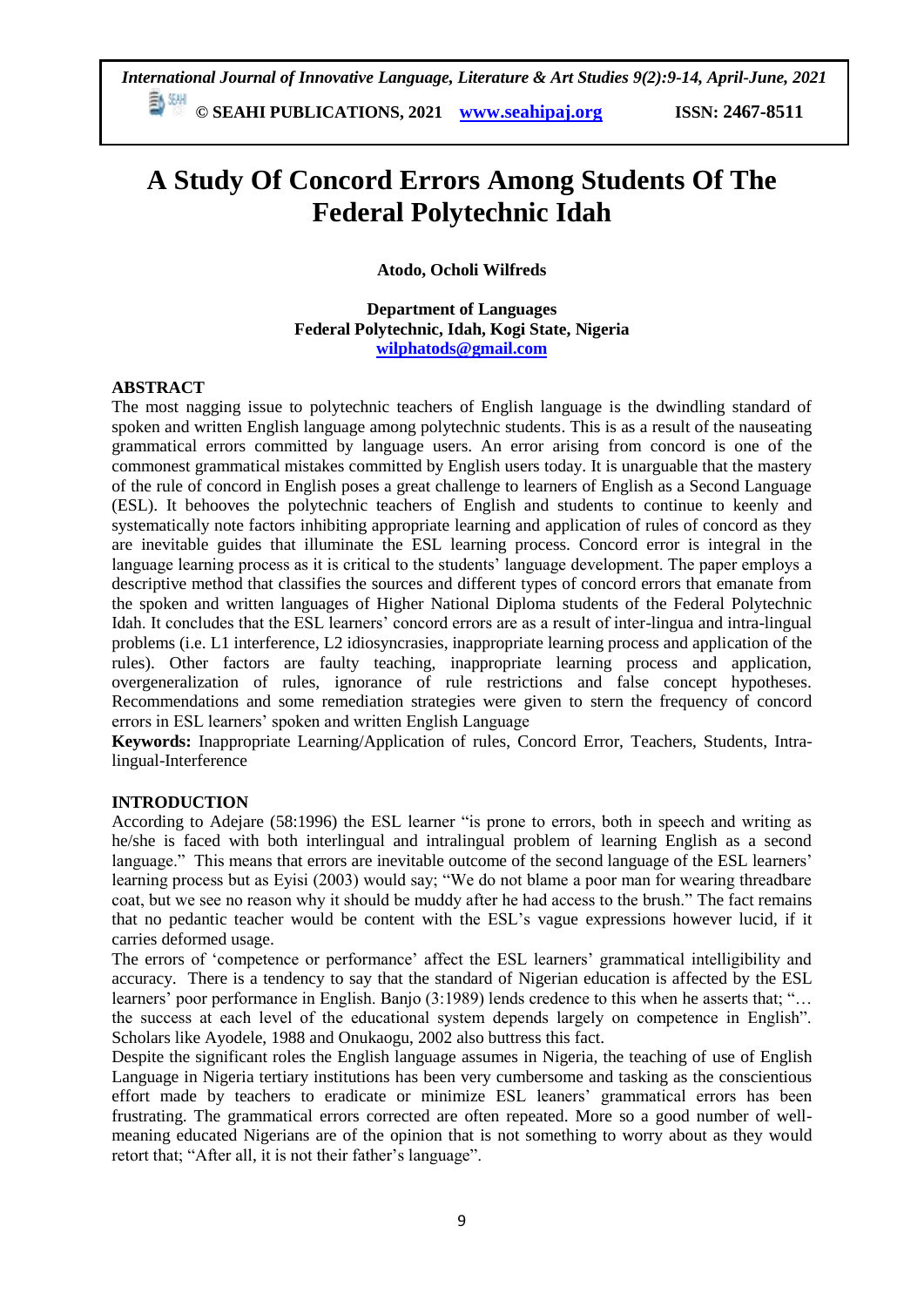# A Study Of Concord Errors Among Students Of The Federal Polytechnic Idah

**Atodo, Ocholi Wilfreds**

**Department of Languages**
**Federal Polytechnic, Idah, Kogi State, Nigeria**
**wilphatods@gmail.com**

## ABSTRACT

The most nagging issue to polytechnic teachers of English language is the dwindling standard of spoken and written English language among polytechnic students. This is as a result of the nauseating grammatical errors committed by language users. An error arising from concord is one of the commonest grammatical mistakes committed by English users today. It is unarguable that the mastery of the rule of concord in English poses a great challenge to learners of English as a Second Language (ESL). It behooves the polytechnic teachers of English and students to continue to keenly and systematically note factors inhibiting appropriate learning and application of rules of concord as they are inevitable guides that illuminate the ESL learning process. Concord error is integral in the language learning process as it is critical to the students' language development. The paper employs a descriptive method that classifies the sources and different types of concord errors that emanate from the spoken and written languages of Higher National Diploma students of the Federal Polytechnic Idah. It concludes that the ESL learners' concord errors are as a result of inter-lingua and intra-lingual problems (i.e. L1 interference, L2 idiosyncrasies, inappropriate learning process and application of the rules). Other factors are faulty teaching, inappropriate learning process and application, overgeneralization of rules, ignorance of rule restrictions and false concept hypotheses. Recommendations and some remediation strategies were given to stern the frequency of concord errors in ESL learners' spoken and written English Language

**Keywords:** Inappropriate Learning/Application of rules, Concord Error, Teachers, Students, Intra-lingual-Interference

## INTRODUCTION

According to Adejare (58:1996) the ESL learner "is prone to errors, both in speech and writing as he/she is faced with both interlingual and intralingual problem of learning English as a second language." This means that errors are inevitable outcome of the second language of the ESL learners' learning process but as Eyisi (2003) would say; "We do not blame a poor man for wearing threadbare coat, but we see no reason why it should be muddy after he had access to the brush." The fact remains that no pedantic teacher would be content with the ESL's vague expressions however lucid, if it carries deformed usage.

The errors of 'competence or performance' affect the ESL learners' grammatical intelligibility and accuracy. There is a tendency to say that the standard of Nigerian education is affected by the ESL learners' poor performance in English. Banjo (3:1989) lends credence to this when he asserts that; "… the success at each level of the educational system depends largely on competence in English". Scholars like Ayodele, 1988 and Onukaogu, 2002 also buttress this fact.

Despite the significant roles the English language assumes in Nigeria, the teaching of use of English Language in Nigeria tertiary institutions has been very cumbersome and tasking as the conscientious effort made by teachers to eradicate or minimize ESL leaners' grammatical errors has been frustrating. The grammatical errors corrected are often repeated. More so a good number of well-meaning educated Nigerians are of the opinion that is not something to worry about as they would retort that; "After all, it is not their father's language".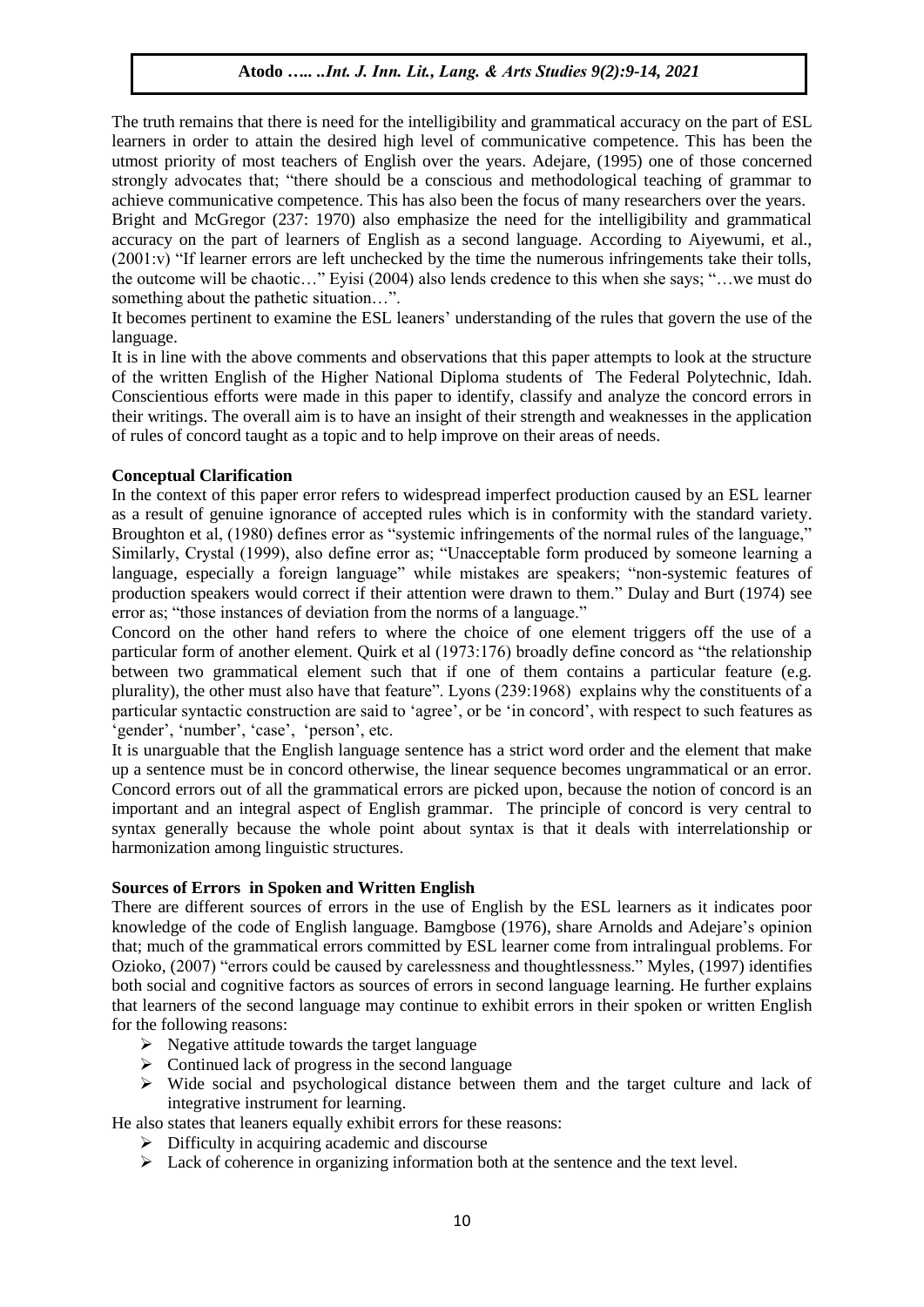The truth remains that there is need for the intelligibility and grammatical accuracy on the part of ESL learners in order to attain the desired high level of communicative competence. This has been the utmost priority of most teachers of English over the years. Adejare, (1995) one of those concerned strongly advocates that; "there should be a conscious and methodological teaching of grammar to achieve communicative competence. This has also been the focus of many researchers over the years.

Bright and McGregor (237: 1970) also emphasize the need for the intelligibility and grammatical accuracy on the part of learners of English as a second language. According to Aiyewumi, et al., (2001:v) "If learner errors are left unchecked by the time the numerous infringements take their tolls, the outcome will be chaotic…" Eyisi (2004) also lends credence to this when she says; "…we must do something about the pathetic situation…".

It becomes pertinent to examine the ESL leaners' understanding of the rules that govern the use of the language.

It is in line with the above comments and observations that this paper attempts to look at the structure of the written English of the Higher National Diploma students of The Federal Polytechnic, Idah. Conscientious efforts were made in this paper to identify, classify and analyze the concord errors in their writings. The overall aim is to have an insight of their strength and weaknesses in the application of rules of concord taught as a topic and to help improve on their areas of needs.

## Conceptual Clarification

In the context of this paper error refers to widespread imperfect production caused by an ESL learner as a result of genuine ignorance of accepted rules which is in conformity with the standard variety. Broughton et al, (1980) defines error as "systemic infringements of the normal rules of the language," Similarly, Crystal (1999), also define error as; "Unacceptable form produced by someone learning a language, especially a foreign language" while mistakes are speakers; "non-systemic features of production speakers would correct if their attention were drawn to them." Dulay and Burt (1974) see error as; "those instances of deviation from the norms of a language."

Concord on the other hand refers to where the choice of one element triggers off the use of a particular form of another element. Quirk et al (1973:176) broadly define concord as "the relationship between two grammatical element such that if one of them contains a particular feature (e.g. plurality), the other must also have that feature". Lyons (239:1968) explains why the constituents of a particular syntactic construction are said to 'agree', or be 'in concord', with respect to such features as 'gender', 'number', 'case', 'person', etc.

It is unarguable that the English language sentence has a strict word order and the element that make up a sentence must be in concord otherwise, the linear sequence becomes ungrammatical or an error. Concord errors out of all the grammatical errors are picked upon, because the notion of concord is an important and an integral aspect of English grammar. The principle of concord is very central to syntax generally because the whole point about syntax is that it deals with interrelationship or harmonization among linguistic structures.

## Sources of Errors in Spoken and Written English

There are different sources of errors in the use of English by the ESL learners as it indicates poor knowledge of the code of English language. Bamgbose (1976), share Arnolds and Adejare's opinion that; much of the grammatical errors committed by ESL learner come from intralingual problems. For Ozioko, (2007) "errors could be caused by carelessness and thoughtlessness." Myles, (1997) identifies both social and cognitive factors as sources of errors in second language learning. He further explains that learners of the second language may continue to exhibit errors in their spoken or written English for the following reasons:

- Negative attitude towards the target language
- Continued lack of progress in the second language
- Wide social and psychological distance between them and the target culture and lack of integrative instrument for learning.

He also states that leaners equally exhibit errors for these reasons:

- Difficulty in acquiring academic and discourse
- Lack of coherence in organizing information both at the sentence and the text level.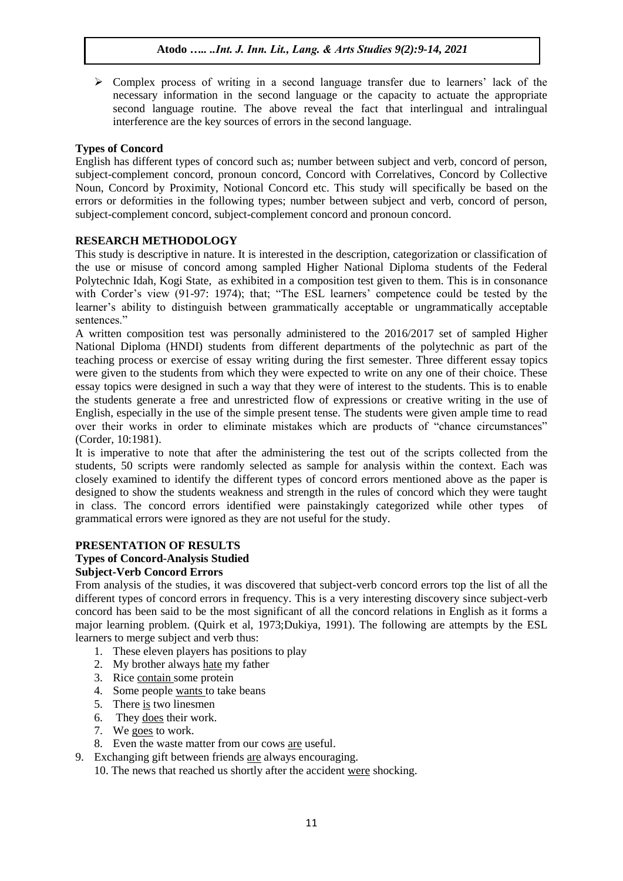- Complex process of writing in a second language transfer due to learners' lack of the necessary information in the second language or the capacity to actuate the appropriate second language routine. The above reveal the fact that interlingual and intralingual interference are the key sources of errors in the second language.

**Types of Concord**

English has different types of concord such as; number between subject and verb, concord of person, subject-complement concord, pronoun concord, Concord with Correlatives, Concord by Collective Noun, Concord by Proximity, Notional Concord etc. This study will specifically be based on the errors or deformities in the following types; number between subject and verb, concord of person, subject-complement concord, subject-complement concord and pronoun concord.

## RESEARCH METHODOLOGY

This study is descriptive in nature. It is interested in the description, categorization or classification of the use or misuse of concord among sampled Higher National Diploma students of the Federal Polytechnic Idah, Kogi State, as exhibited in a composition test given to them. This is in consonance with Corder's view (91-97: 1974); that; "The ESL learners' competence could be tested by the learner's ability to distinguish between grammatically acceptable or ungrammatically acceptable sentences."

A written composition test was personally administered to the 2016/2017 set of sampled Higher National Diploma (HNDI) students from different departments of the polytechnic as part of the teaching process or exercise of essay writing during the first semester. Three different essay topics were given to the students from which they were expected to write on any one of their choice. These essay topics were designed in such a way that they were of interest to the students. This is to enable the students generate a free and unrestricted flow of expressions or creative writing in the use of English, especially in the use of the simple present tense. The students were given ample time to read over their works in order to eliminate mistakes which are products of "chance circumstances" (Corder, 10:1981).

It is imperative to note that after the administering the test out of the scripts collected from the students, 50 scripts were randomly selected as sample for analysis within the context. Each was closely examined to identify the different types of concord errors mentioned above as the paper is designed to show the students weakness and strength in the rules of concord which they were taught in class. The concord errors identified were painstakingly categorized while other types of grammatical errors were ignored as they are not useful for the study.

## PRESENTATION OF RESULTS

### Types of Concord-Analysis Studied

### Subject-Verb Concord Errors

From analysis of the studies, it was discovered that subject-verb concord errors top the list of all the different types of concord errors in frequency. This is a very interesting discovery since subject-verb concord has been said to be the most significant of all the concord relations in English as it forms a major learning problem. (Quirk et al, 1973;Dukiya, 1991). The following are attempts by the ESL learners to merge subject and verb thus:

1. These eleven players has positions to play
2. My brother always <u>hate</u> my father
3. Rice <u>contain</u> some protein
4. Some people <u>wants</u> to take beans
5. There <u>is</u> two linesmen
6. They <u>does</u> their work.
7. We <u>goes</u> to work.
8. Even the waste matter from our cows <u>are</u> useful.
9. Exchanging gift between friends <u>are</u> always encouraging.
10. The news that reached us shortly after the accident <u>were</u> shocking.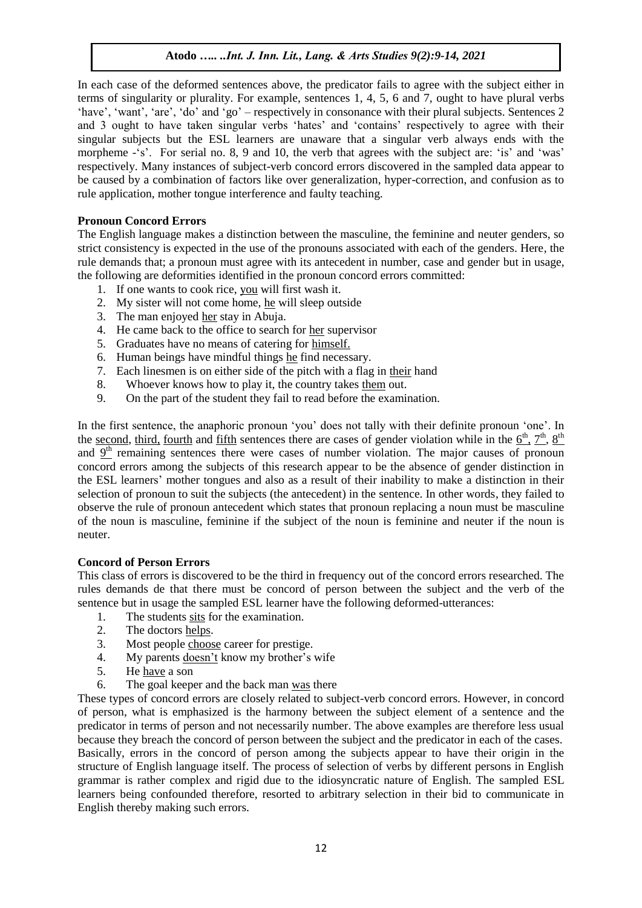In each case of the deformed sentences above, the predicator fails to agree with the subject either in terms of singularity or plurality. For example, sentences 1, 4, 5, 6 and 7, ought to have plural verbs 'have', 'want', 'are', 'do' and 'go' – respectively in consonance with their plural subjects. Sentences 2 and 3 ought to have taken singular verbs 'hates' and 'contains' respectively to agree with their singular subjects but the ESL learners are unaware that a singular verb always ends with the morpheme -'s'. For serial no. 8, 9 and 10, the verb that agrees with the subject are: 'is' and 'was' respectively. Many instances of subject-verb concord errors discovered in the sampled data appear to be caused by a combination of factors like over generalization, hyper-correction, and confusion as to rule application, mother tongue interference and faulty teaching.

**Pronoun Concord Errors**

The English language makes a distinction between the masculine, the feminine and neuter genders, so strict consistency is expected in the use of the pronouns associated with each of the genders. Here, the rule demands that; a pronoun must agree with its antecedent in number, case and gender but in usage, the following are deformities identified in the pronoun concord errors committed:

1. If one wants to cook rice, you will first wash it.
2. My sister will not come home, he will sleep outside
3. The man enjoyed her stay in Abuja.
4. He came back to the office to search for her supervisor
5. Graduates have no means of catering for himself.
6. Human beings have mindful things he find necessary.
7. Each linesmen is on either side of the pitch with a flag in their hand
8. Whoever knows how to play it, the country takes them out.
9. On the part of the student they fail to read before the examination.

In the first sentence, the anaphoric pronoun 'you' does not tally with their definite pronoun 'one'. In the second, third, fourth and fifth sentences there are cases of gender violation while in the 6th, 7th, 8th and 9th remaining sentences there were cases of number violation. The major causes of pronoun concord errors among the subjects of this research appear to be the absence of gender distinction in the ESL learners' mother tongues and also as a result of their inability to make a distinction in their selection of pronoun to suit the subjects (the antecedent) in the sentence. In other words, they failed to observe the rule of pronoun antecedent which states that pronoun replacing a noun must be masculine of the noun is masculine, feminine if the subject of the noun is feminine and neuter if the noun is neuter.

**Concord of Person Errors**

This class of errors is discovered to be the third in frequency out of the concord errors researched. The rules demands de that there must be concord of person between the subject and the verb of the sentence but in usage the sampled ESL learner have the following deformed-utterances:

1. The students sits for the examination.
2. The doctors helps.
3. Most people choose career for prestige.
4. My parents doesn't know my brother's wife
5. He have a son
6. The goal keeper and the back man was there

These types of concord errors are closely related to subject-verb concord errors. However, in concord of person, what is emphasized is the harmony between the subject element of a sentence and the predicator in terms of person and not necessarily number. The above examples are therefore less usual because they breach the concord of person between the subject and the predicator in each of the cases. Basically, errors in the concord of person among the subjects appear to have their origin in the structure of English language itself. The process of selection of verbs by different persons in English grammar is rather complex and rigid due to the idiosyncratic nature of English. The sampled ESL learners being confounded therefore, resorted to arbitrary selection in their bid to communicate in English thereby making such errors.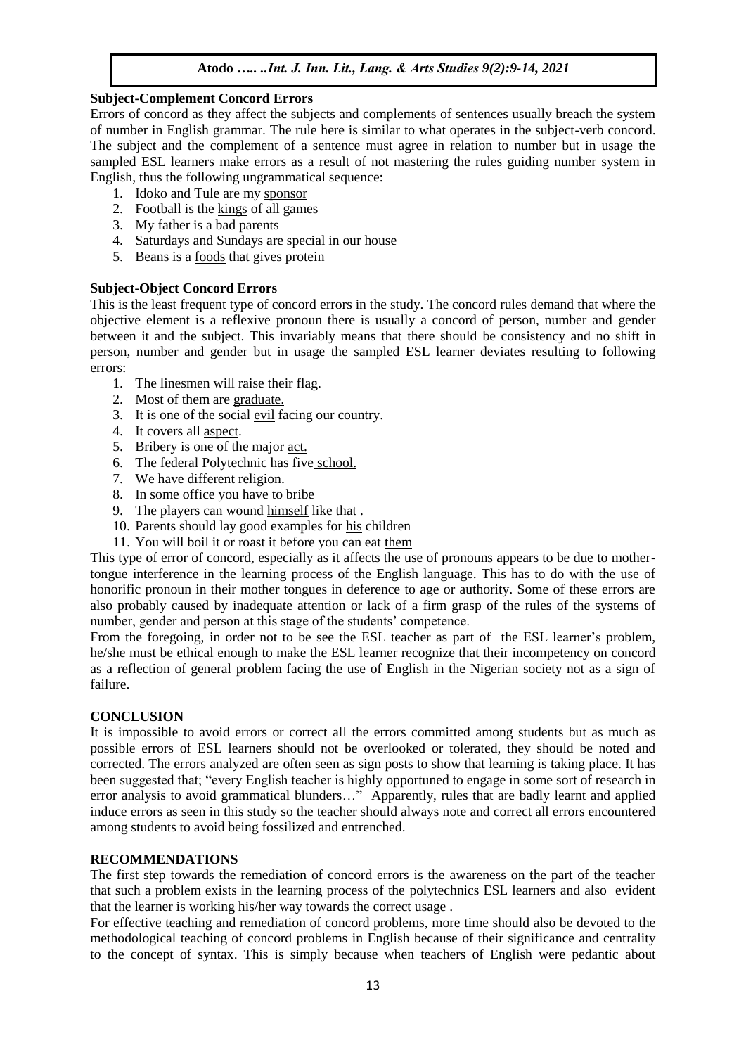**Subject-Complement Concord Errors**

Errors of concord as they affect the subjects and complements of sentences usually breach the system of number in English grammar. The rule here is similar to what operates in the subject-verb concord. The subject and the complement of a sentence must agree in relation to number but in usage the sampled ESL learners make errors as a result of not mastering the rules guiding number system in English, thus the following ungrammatical sequence:

1. Idoko and Tule are my sponsor
2. Football is the kings of all games
3. My father is a bad parents
4. Saturdays and Sundays are special in our house
5. Beans is a foods that gives protein

**Subject-Object Concord Errors**

This is the least frequent type of concord errors in the study. The concord rules demand that where the objective element is a reflexive pronoun there is usually a concord of person, number and gender between it and the subject. This invariably means that there should be consistency and no shift in person, number and gender but in usage the sampled ESL learner deviates resulting to following errors:

1. The linesmen will raise their flag.
2. Most of them are graduate.
3. It is one of the social evil facing our country.
4. It covers all aspect.
5. Bribery is one of the major act.
6. The federal Polytechnic has five school.
7. We have different religion.
8. In some office you have to bribe
9. The players can wound himself like that .
10. Parents should lay good examples for his children
11. You will boil it or roast it before you can eat them

This type of error of concord, especially as it affects the use of pronouns appears to be due to mother-tongue interference in the learning process of the English language. This has to do with the use of honorific pronoun in their mother tongues in deference to age or authority. Some of these errors are also probably caused by inadequate attention or lack of a firm grasp of the rules of the systems of number, gender and person at this stage of the students' competence.

From the foregoing, in order not to be see the ESL teacher as part of the ESL learner's problem, he/she must be ethical enough to make the ESL learner recognize that their incompetency on concord as a reflection of general problem facing the use of English in the Nigerian society not as a sign of failure.

**CONCLUSION**

It is impossible to avoid errors or correct all the errors committed among students but as much as possible errors of ESL learners should not be overlooked or tolerated, they should be noted and corrected. The errors analyzed are often seen as sign posts to show that learning is taking place. It has been suggested that; "every English teacher is highly opportuned to engage in some sort of research in error analysis to avoid grammatical blunders…" Apparently, rules that are badly learnt and applied induce errors as seen in this study so the teacher should always note and correct all errors encountered among students to avoid being fossilized and entrenched.

**RECOMMENDATIONS**

The first step towards the remediation of concord errors is the awareness on the part of the teacher that such a problem exists in the learning process of the polytechnics ESL learners and also evident that the learner is working his/her way towards the correct usage .

For effective teaching and remediation of concord problems, more time should also be devoted to the methodological teaching of concord problems in English because of their significance and centrality to the concept of syntax. This is simply because when teachers of English were pedantic about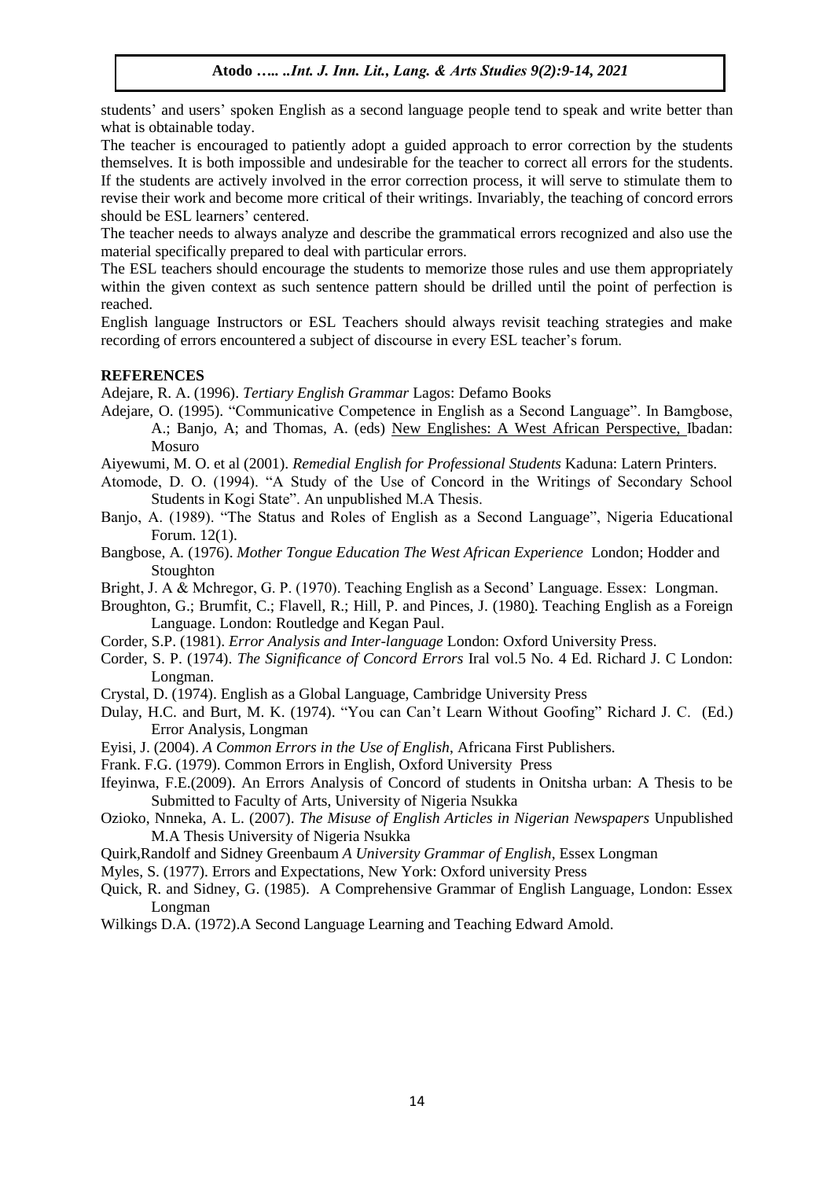students' and users' spoken English as a second language people tend to speak and write better than what is obtainable today.

The teacher is encouraged to patiently adopt a guided approach to error correction by the students themselves. It is both impossible and undesirable for the teacher to correct all errors for the students. If the students are actively involved in the error correction process, it will serve to stimulate them to revise their work and become more critical of their writings. Invariably, the teaching of concord errors should be ESL learners' centered.

The teacher needs to always analyze and describe the grammatical errors recognized and also use the material specifically prepared to deal with particular errors.

The ESL teachers should encourage the students to memorize those rules and use them appropriately within the given context as such sentence pattern should be drilled until the point of perfection is reached.

English language Instructors or ESL Teachers should always revisit teaching strategies and make recording of errors encountered a subject of discourse in every ESL teacher's forum.

## REFERENCES

Adejare, R. A. (1996). *Tertiary English Grammar* Lagos: Defamo Books

Adejare, O. (1995). "Communicative Competence in English as a Second Language". In Bamgbose, A.; Banjo, A; and Thomas, A. (eds) New Englishes: A West African Perspective, Ibadan: Mosuro

Aiyewumi, M. O. et al (2001). *Remedial English for Professional Students* Kaduna: Latern Printers.

Atomode, D. O. (1994). "A Study of the Use of Concord in the Writings of Secondary School Students in Kogi State". An unpublished M.A Thesis.

Banjo, A. (1989). "The Status and Roles of English as a Second Language", Nigeria Educational Forum. 12(1).

Bangbose, A. (1976). *Mother Tongue Education The West African Experience* London; Hodder and Stoughton

Bright, J. A & Mchregor, G. P. (1970). Teaching English as a Second' Language. Essex: Longman.

Broughton, G.; Brumfit, C.; Flavell, R.; Hill, P. and Pinces, J. (1980). Teaching English as a Foreign Language. London: Routledge and Kegan Paul.

Corder, S.P. (1981). *Error Analysis and Inter-language* London: Oxford University Press.

Corder, S. P. (1974). *The Significance of Concord Errors* Iral vol.5 No. 4 Ed. Richard J. C London: Longman.

Crystal, D. (1974). English as a Global Language, Cambridge University Press

Dulay, H.C. and Burt, M. K. (1974). "You can Can't Learn Without Goofing" Richard J. C. (Ed.) Error Analysis, Longman

Eyisi, J. (2004). *A Common Errors in the Use of English*, Africana First Publishers.

Frank. F.G. (1979). Common Errors in English, Oxford University Press

Ifeyinwa, F.E.(2009). An Errors Analysis of Concord of students in Onitsha urban: A Thesis to be Submitted to Faculty of Arts, University of Nigeria Nsukka

Ozioko, Nnneka, A. L. (2007). *The Misuse of English Articles in Nigerian Newspapers* Unpublished M.A Thesis University of Nigeria Nsukka

Quirk,Randolf and Sidney Greenbaum *A University Grammar of English*, Essex Longman

Myles, S. (1977). Errors and Expectations, New York: Oxford university Press

Quick, R. and Sidney, G. (1985). A Comprehensive Grammar of English Language, London: Essex Longman

Wilkings D.A. (1972).A Second Language Learning and Teaching Edward Amold.